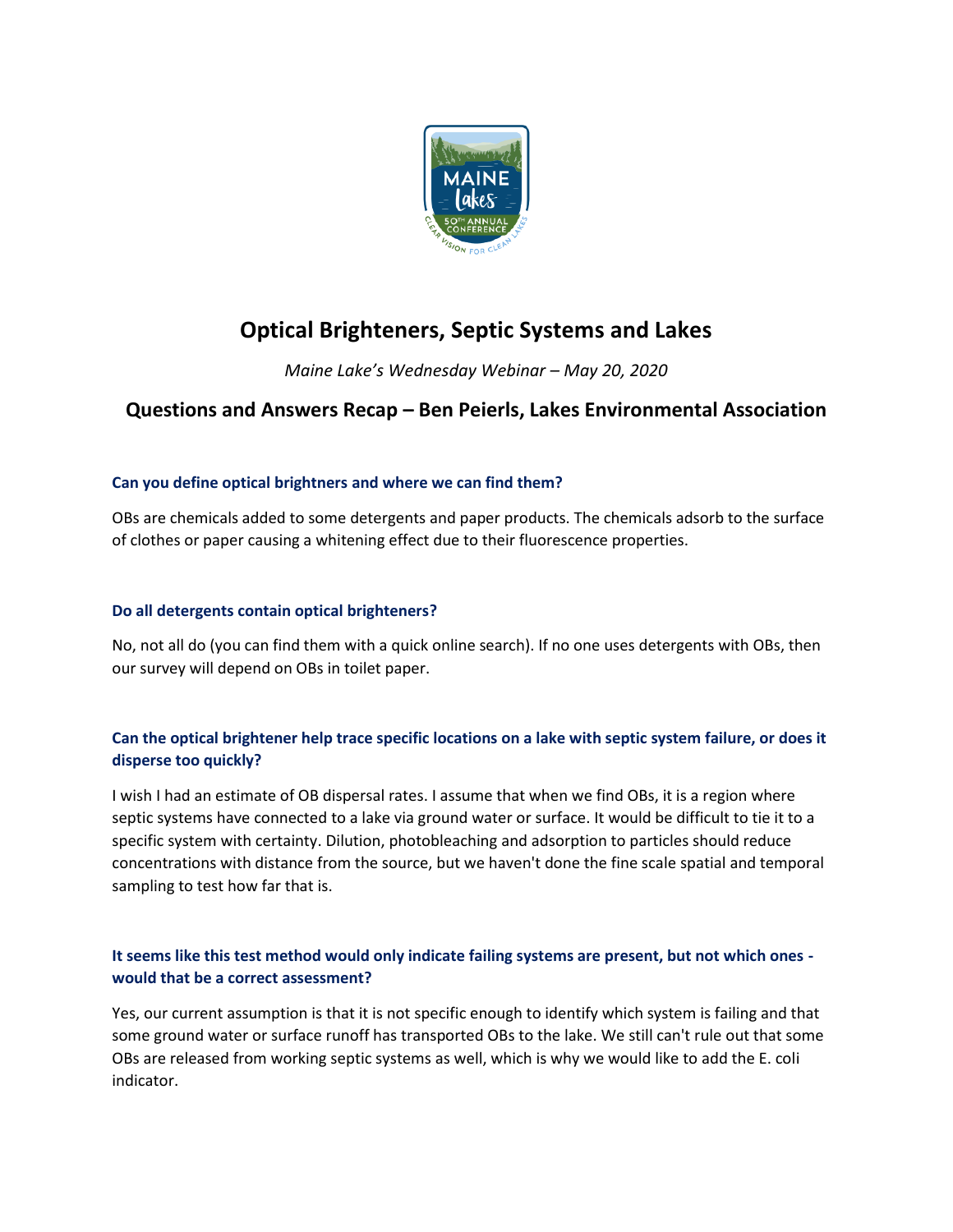# Optical Brighteners, Septic Systems and Lakes

*Maine Lake's Wednesday Webinar – May 20, 2020*

## Questions and Answers Recap – Ben Peierls, Lakes Environmental Association

### Can you define optical brightners and where we can find them?

OBs are chemicals added to some detergents and paper products. The chemicals adsorb to the surface of clothes or paper causing a whitening effect due to their fluorescence properties.

### Do all detergents contain optical brightheners?

No, not all do (you can find them with a quick online search). If no one uses detergents with OBs, then our survey will depend on OBs in toilet paper.

### Can the optical brightener help trace specific locations on a lake with septic system failure, or does it disperse too quickly?

I wish I had an estimate of OB dispersal rates. I assume that when we find OBs, it is a region where septic systems have connected to a lake via ground water or surface. It would be difficult to tie it to a specific system with certainty. Dilution, photobleaching and adsorption to particles should reduce concentrations with distance from the source, but we haven't done the fine scale spatial and temporal sampling to test how far that is.

### It seems like this test method would only indicate failing systems are present, but not which ones - would that be a correct assessment?

Yes, our current assumption is that it is not specific enough to identify which system is failing and that some ground water or surface runoff has transported OBs to the lake. We still can't rule out that some OBs are released from working septic systems as well, which is why we would like to add the E. coli indicator.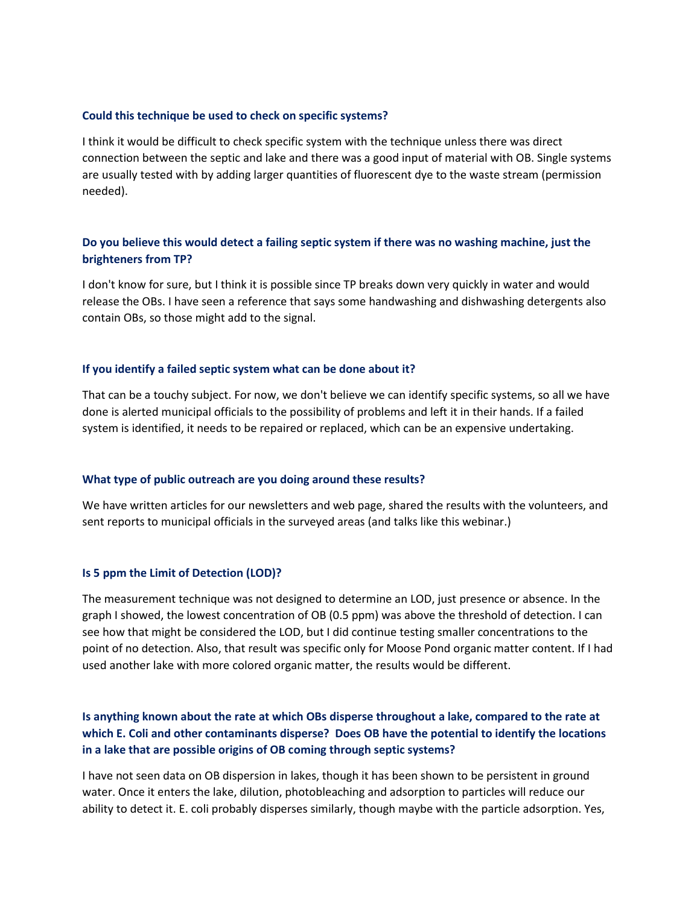### Could this technique be used to check on specific systems?

I think it would be difficult to check specific system with the technique unless there was direct connection between the septic and lake and there was a good input of material with OB. Single systems are usually tested with by adding larger quantities of fluorescent dye to the waste stream (permission needed).

### Do you believe this would detect a failing septic system if there was no washing machine, just the brighteners from TP?

I don't know for sure, but I think it is possible since TP breaks down very quickly in water and would release the OBs. I have seen a reference that says some handwashing and dishwashing detergents also contain OBs, so those might add to the signal.

### If you identify a failed septic system what can be done about it?

That can be a touchy subject. For now, we don't believe we can identify specific systems, so all we have done is alerted municipal officials to the possibility of problems and left it in their hands. If a failed system is identified, it needs to be repaired or replaced, which can be an expensive undertaking.

### What type of public outreach are you doing around these results?

We have written articles for our newsletters and web page, shared the results with the volunteers, and sent reports to municipal officials in the surveyed areas (and talks like this webinar.)

### Is 5 ppm the Limit of Detection (LOD)?

The measurement technique was not designed to determine an LOD, just presence or absence. In the graph I showed, the lowest concentration of OB (0.5 ppm) was above the threshold of detection. I can see how that might be considered the LOD, but I did continue testing smaller concentrations to the point of no detection. Also, that result was specific only for Moose Pond organic matter content. If I had used another lake with more colored organic matter, the results would be different.

### Is anything known about the rate at which OBs disperse throughout a lake, compared to the rate at which E. Coli and other contaminants disperse? Does OB have the potential to identify the locations in a lake that are possible origins of OB coming through septic systems?

I have not seen data on OB dispersion in lakes, though it has been shown to be persistent in ground water. Once it enters the lake, dilution, photobleaching and adsorption to particles will reduce our ability to detect it. E. coli probably disperses similarly, though maybe with the particle adsorption. Yes,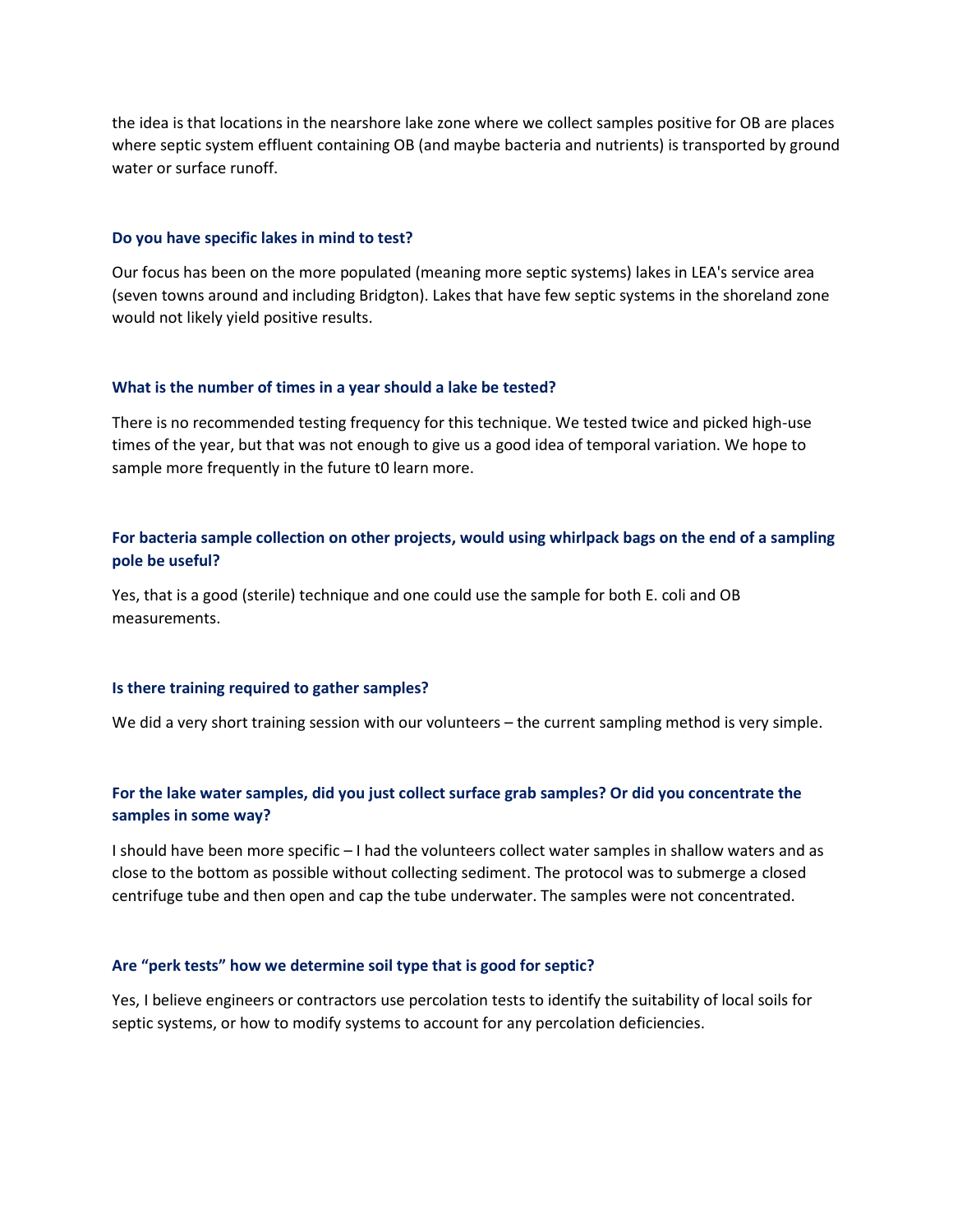the idea is that locations in the nearshore lake zone where we collect samples positive for OB are places where septic system effluent containing OB (and maybe bacteria and nutrients) is transported by ground water or surface runoff.

### Do you have specific lakes in mind to test?

Our focus has been on the more populated (meaning more septic systems) lakes in LEA's service area (seven towns around and including Bridgton). Lakes that have few septic systems in the shoreland zone would not likely yield positive results.

### What is the number of times in a year should a lake be tested?

There is no recommended testing frequency for this technique. We tested twice and picked high-use times of the year, but that was not enough to give us a good idea of temporal variation. We hope to sample more frequently in the future t0 learn more.

### For bacteria sample collection on other projects, would using whirlpack bags on the end of a sampling pole be useful?

Yes, that is a good (sterile) technique and one could use the sample for both E. coli and OB measurements.

### Is there training required to gather samples?

We did a very short training session with our volunteers – the current sampling method is very simple.

### For the lake water samples, did you just collect surface grab samples? Or did you concentrate the samples in some way?

I should have been more specific – I had the volunteers collect water samples in shallow waters and as close to the bottom as possible without collecting sediment. The protocol was to submerge a closed centrifuge tube and then open and cap the tube underwater. The samples were not concentrated.

### Are "perk tests" how we determine soil type that is good for septic?

Yes, I believe engineers or contractors use percolation tests to identify the suitability of local soils for septic systems, or how to modify systems to account for any percolation deficiencies.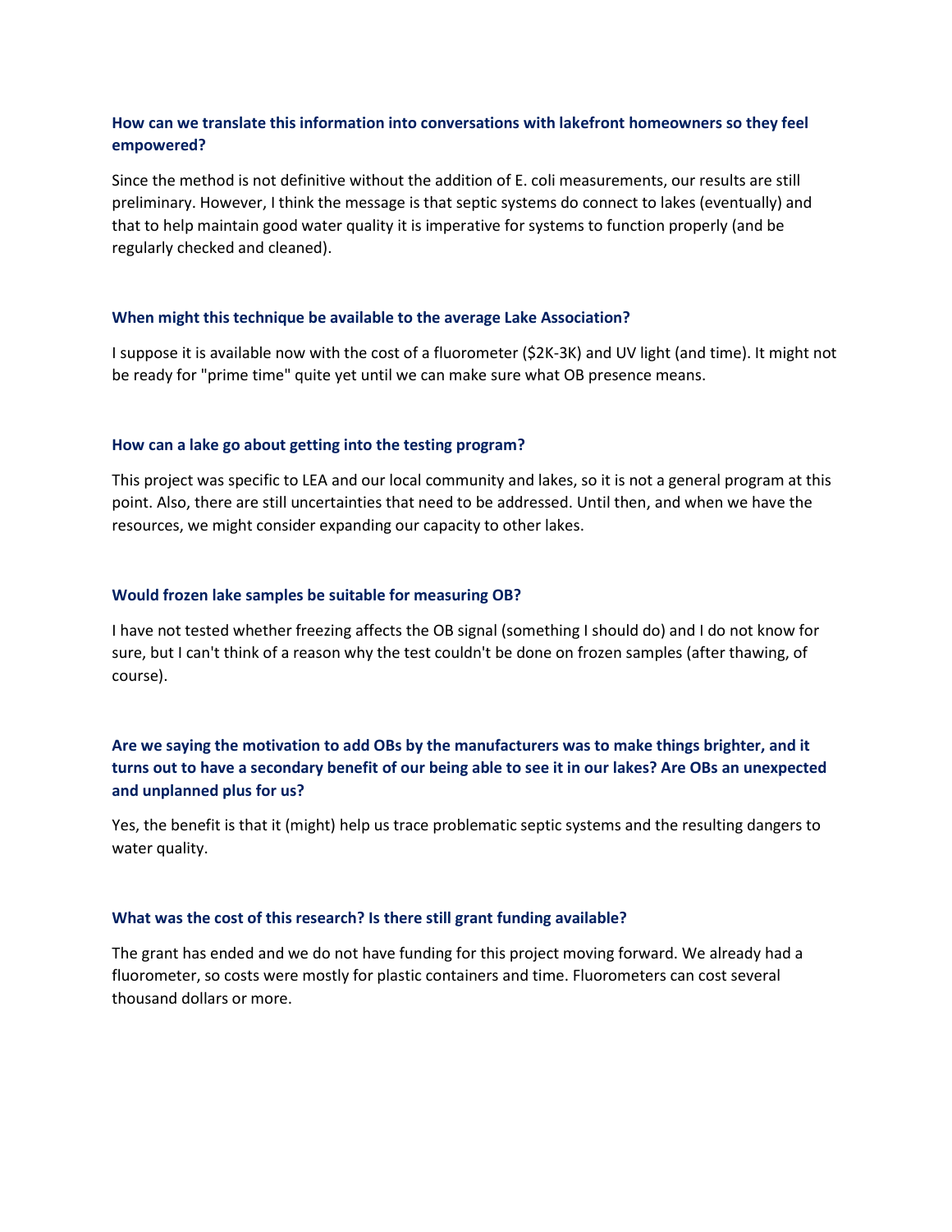### How can we translate this information into conversations with lakefront homeowners so they feel empowered?

Since the method is not definitive without the addition of E. coli measurements, our results are still preliminary. However, I think the message is that septic systems do connect to lakes (eventually) and that to help maintain good water quality it is imperative for systems to function properly (and be regularly checked and cleaned).

### When might this technique be available to the average Lake Association?

I suppose it is available now with the cost of a fluorometer ($2K-3K) and UV light (and time). It might not be ready for "prime time" quite yet until we can make sure what OB presence means.

### How can a lake go about getting into the testing program?

This project was specific to LEA and our local community and lakes, so it is not a general program at this point. Also, there are still uncertainties that need to be addressed. Until then, and when we have the resources, we might consider expanding our capacity to other lakes.

### Would frozen lake samples be suitable for measuring OB?

I have not tested whether freezing affects the OB signal (something I should do) and I do not know for sure, but I can't think of a reason why the test couldn't be done on frozen samples (after thawing, of course).

### Are we saying the motivation to add OBs by the manufacturers was to make things brighter, and it turns out to have a secondary benefit of our being able to see it in our lakes? Are OBs an unexpected and unplanned plus for us?

Yes, the benefit is that it (might) help us trace problematic septic systems and the resulting dangers to water quality.

### What was the cost of this research? Is there still grant funding available?

The grant has ended and we do not have funding for this project moving forward. We already had a fluorometer, so costs were mostly for plastic containers and time. Fluorometers can cost several thousand dollars or more.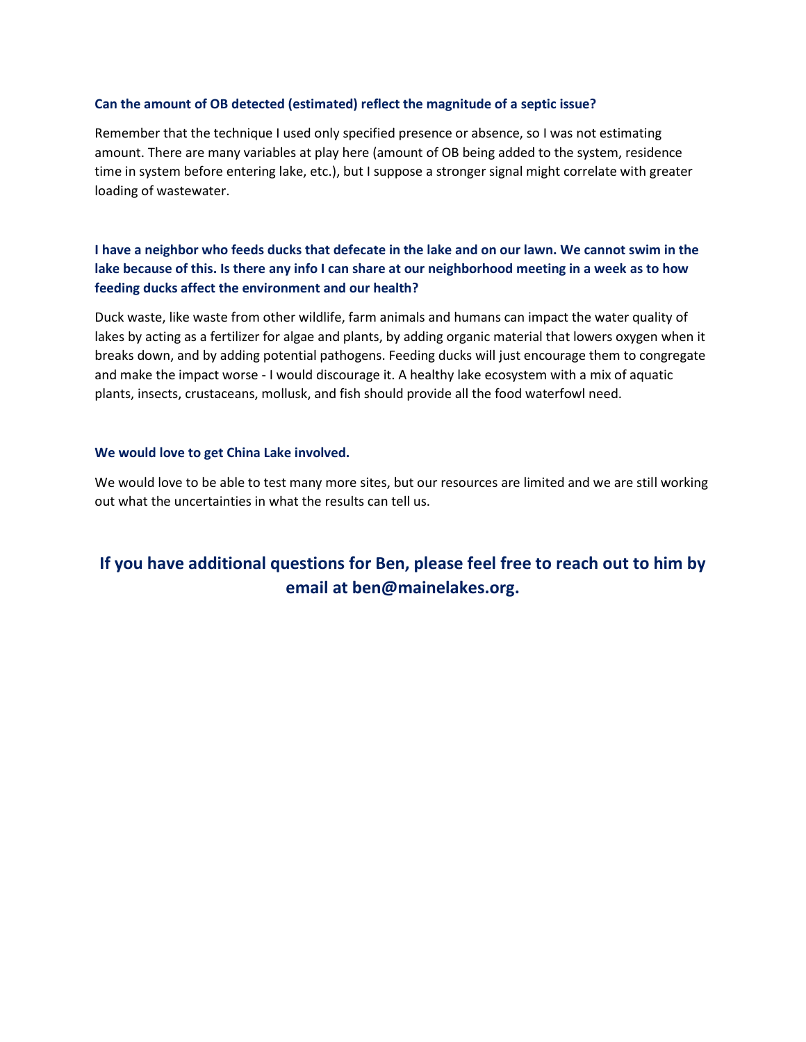### Can the amount of OB detected (estimated) reflect the magnitude of a septic issue?

Remember that the technique I used only specified presence or absence, so I was not estimating amount. There are many variables at play here (amount of OB being added to the system, residence time in system before entering lake, etc.), but I suppose a stronger signal might correlate with greater loading of wastewater.

### I have a neighbor who feeds ducks that defecate in the lake and on our lawn. We cannot swim in the lake because of this. Is there any info I can share at our neighborhood meeting in a week as to how feeding ducks affect the environment and our health?

Duck waste, like waste from other wildlife, farm animals and humans can impact the water quality of lakes by acting as a fertilizer for algae and plants, by adding organic material that lowers oxygen when it breaks down, and by adding potential pathogens. Feeding ducks will just encourage them to congregate and make the impact worse - I would discourage it. A healthy lake ecosystem with a mix of aquatic plants, insects, crustaceans, mollusk, and fish should provide all the food waterfowl need.

### We would love to get China Lake involved.

We would love to be able to test many more sites, but our resources are limited and we are still working out what the uncertainties in what the results can tell us.

## If you have additional questions for Ben, please feel free to reach out to him by email at ben@mainelakes.org.